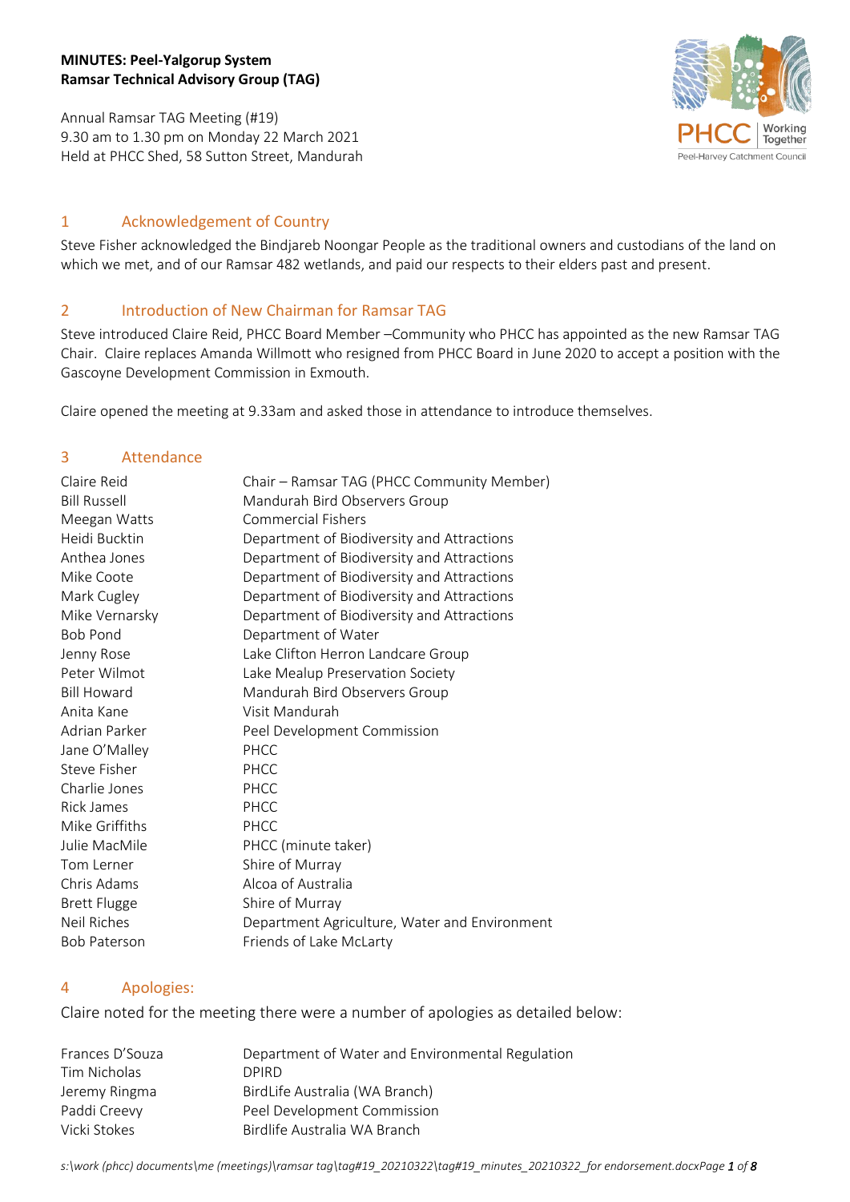**MINUTES: Peel-Yalgorup System**
**Ramsar Technical Advisory Group (TAG)**

Annual Ramsar TAG Meeting (#19)
9.30 am to 1.30 pm on Monday 22 March 2021
Held at PHCC Shed, 58 Sutton Street, Mandurah

## 1 Acknowledgement of Country

Steve Fisher acknowledged the Bindjareb Noongar People as the traditional owners and custodians of the land on which we met, and of our Ramsar 482 wetlands, and paid our respects to their elders past and present.

## 2 Introduction of New Chairman for Ramsar TAG

Steve introduced Claire Reid, PHCC Board Member –Community who PHCC has appointed as the new Ramsar TAG Chair. Claire replaces Amanda Willmott who resigned from PHCC Board in June 2020 to accept a position with the Gascoyne Development Commission in Exmouth.

Claire opened the meeting at 9.33am and asked those in attendance to introduce themselves.

## 3 Attendance

| | |
|---|---|
| Claire Reid | Chair – Ramsar TAG (PHCC Community Member) |
| Bill Russell | Mandurah Bird Observers Group |
| Meegan Watts | Commercial Fishers |
| Heidi Bucktin | Department of Biodiversity and Attractions |
| Anthea Jones | Department of Biodiversity and Attractions |
| Mike Coote | Department of Biodiversity and Attractions |
| Mark Cugley | Department of Biodiversity and Attractions |
| Mike Vernarsky | Department of Biodiversity and Attractions |
| Bob Pond | Department of Water |
| Jenny Rose | Lake Clifton Herron Landcare Group |
| Peter Wilmot | Lake Mealup Preservation Society |
| Bill Howard | Mandurah Bird Observers Group |
| Anita Kane | Visit Mandurah |
| Adrian Parker | Peel Development Commission |
| Jane O'Malley | PHCC |
| Steve Fisher | PHCC |
| Charlie Jones | PHCC |
| Rick James | PHCC |
| Mike Griffiths | PHCC |
| Julie MacMile | PHCC (minute taker) |
| Tom Lerner | Shire of Murray |
| Chris Adams | Alcoa of Australia |
| Brett Flugge | Shire of Murray |
| Neil Riches | Department Agriculture, Water and Environment |
| Bob Paterson | Friends of Lake McLarty |

## 4 Apologies:

Claire noted for the meeting there were a number of apologies as detailed below:

| | |
|---|---|
| Frances D'Souza | Department of Water and Environmental Regulation |
| Tim Nicholas | DPIRD |
| Jeremy Ringma | BirdLife Australia (WA Branch) |
| Paddi Creevy | Peel Development Commission |
| Vicki Stokes | Birdlife Australia WA Branch |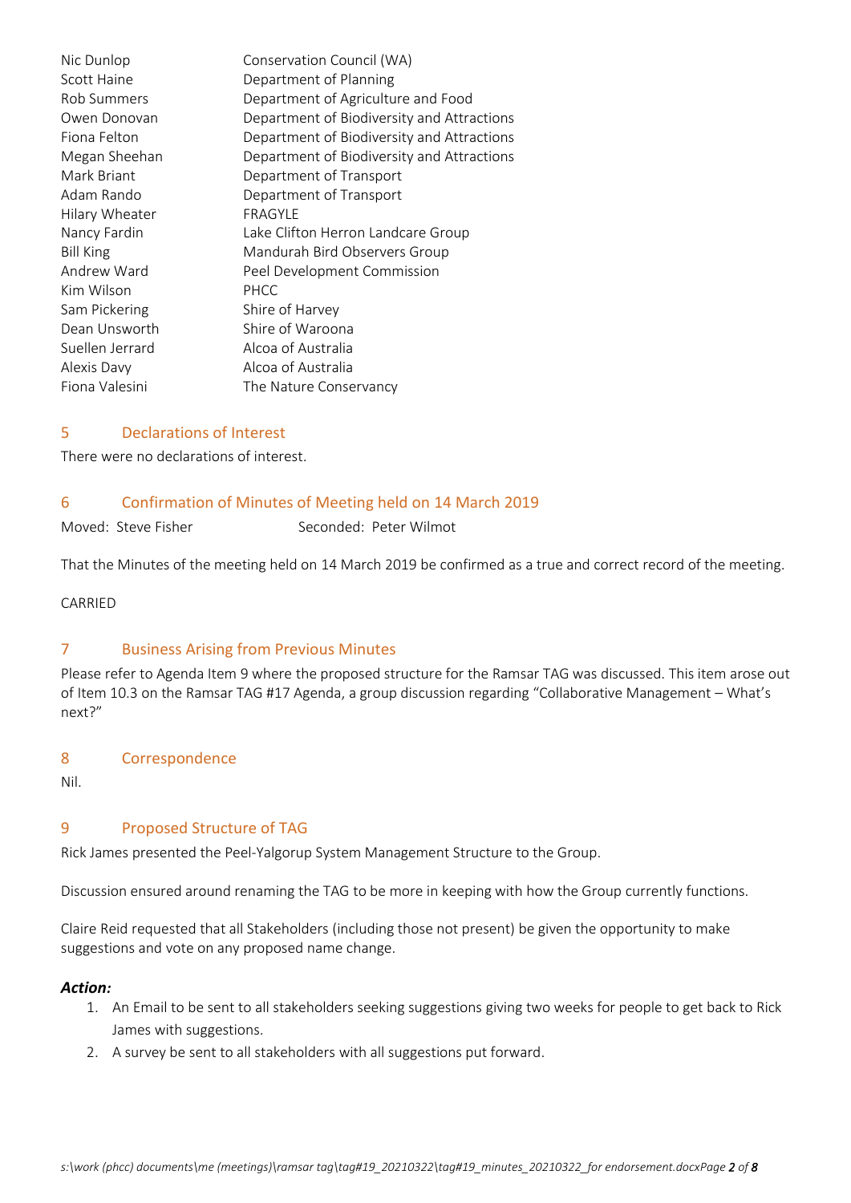| | |
|---|---|
| Nic Dunlop | Conservation Council (WA) |
| Scott Haine | Department of Planning |
| Rob Summers | Department of Agriculture and Food |
| Owen Donovan | Department of Biodiversity and Attractions |
| Fiona Felton | Department of Biodiversity and Attractions |
| Megan Sheehan | Department of Biodiversity and Attractions |
| Mark Briant | Department of Transport |
| Adam Rando | Department of Transport |
| Hilary Wheater | FRAGYLE |
| Nancy Fardin | Lake Clifton Herron Landcare Group |
| Bill King | Mandurah Bird Observers Group |
| Andrew Ward | Peel Development Commission |
| Kim Wilson | PHCC |
| Sam Pickering | Shire of Harvey |
| Dean Unsworth | Shire of Waroona |
| Suellen Jerrard | Alcoa of Australia |
| Alexis Davy | Alcoa of Australia |
| Fiona Valesini | The Nature Conservancy |

## 5 Declarations of Interest

There were no declarations of interest.

## 6 Confirmation of Minutes of Meeting held on 14 March 2019

Moved: Steve Fisher Seconded: Peter Wilmot

That the Minutes of the meeting held on 14 March 2019 be confirmed as a true and correct record of the meeting.

CARRIED

## 7 Business Arising from Previous Minutes

Please refer to Agenda Item 9 where the proposed structure for the Ramsar TAG was discussed. This item arose out of Item 10.3 on the Ramsar TAG #17 Agenda, a group discussion regarding "Collaborative Management – What's next?"

## 8 Correspondence

Nil.

## 9 Proposed Structure of TAG

Rick James presented the Peel-Yalgorup System Management Structure to the Group.

Discussion ensured around renaming the TAG to be more in keeping with how the Group currently functions.

Claire Reid requested that all Stakeholders (including those not present) be given the opportunity to make suggestions and vote on any proposed name change.

***Action:***

1. An Email to be sent to all stakeholders seeking suggestions giving two weeks for people to get back to Rick James with suggestions.
2. A survey be sent to all stakeholders with all suggestions put forward.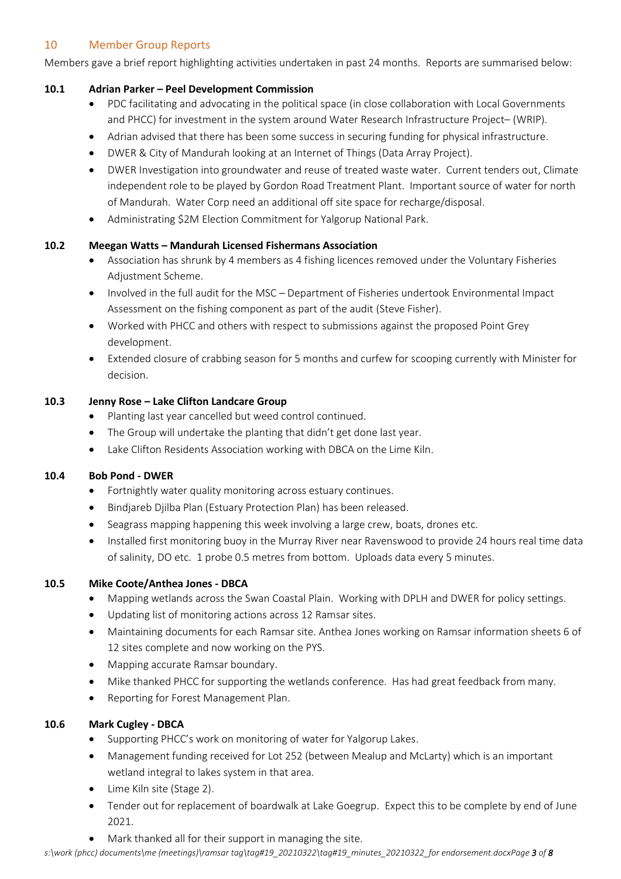## 10 Member Group Reports

Members gave a brief report highlighting activities undertaken in past 24 months. Reports are summarised below:

### 10.1 Adrian Parker – Peel Development Commission

- PDC facilitating and advocating in the political space (in close collaboration with Local Governments and PHCC) for investment in the system around Water Research Infrastructure Project– (WRIP).
- Adrian advised that there has been some success in securing funding for physical infrastructure.
- DWER & City of Mandurah looking at an Internet of Things (Data Array Project).
- DWER Investigation into groundwater and reuse of treated waste water. Current tenders out, Climate independent role to be played by Gordon Road Treatment Plant. Important source of water for north of Mandurah. Water Corp need an additional off site space for recharge/disposal.
- Administrating $2M Election Commitment for Yalgorup National Park.

### 10.2 Meegan Watts – Mandurah Licensed Fishermans Association

- Association has shrunk by 4 members as 4 fishing licences removed under the Voluntary Fisheries Adjustment Scheme.
- Involved in the full audit for the MSC – Department of Fisheries undertook Environmental Impact Assessment on the fishing component as part of the audit (Steve Fisher).
- Worked with PHCC and others with respect to submissions against the proposed Point Grey development.
- Extended closure of crabbing season for 5 months and curfew for scooping currently with Minister for decision.

### 10.3 Jenny Rose – Lake Clifton Landcare Group

- Planting last year cancelled but weed control continued.
- The Group will undertake the planting that didn't get done last year.
- Lake Clifton Residents Association working with DBCA on the Lime Kiln.

### 10.4 Bob Pond - DWER

- Fortnightly water quality monitoring across estuary continues.
- Bindjareb Djilba Plan (Estuary Protection Plan) has been released.
- Seagrass mapping happening this week involving a large crew, boats, drones etc.
- Installed first monitoring buoy in the Murray River near Ravenswood to provide 24 hours real time data of salinity, DO etc. 1 probe 0.5 metres from bottom. Uploads data every 5 minutes.

### 10.5 Mike Coote/Anthea Jones - DBCA

- Mapping wetlands across the Swan Coastal Plain. Working with DPLH and DWER for policy settings.
- Updating list of monitoring actions across 12 Ramsar sites.
- Maintaining documents for each Ramsar site. Anthea Jones working on Ramsar information sheets 6 of 12 sites complete and now working on the PYS.
- Mapping accurate Ramsar boundary.
- Mike thanked PHCC for supporting the wetlands conference. Has had great feedback from many.
- Reporting for Forest Management Plan.

### 10.6 Mark Cugley - DBCA

- Supporting PHCC's work on monitoring of water for Yalgorup Lakes.
- Management funding received for Lot 252 (between Mealup and McLarty) which is an important wetland integral to lakes system in that area.
- Lime Kiln site (Stage 2).
- Tender out for replacement of boardwalk at Lake Goegrup. Expect this to be complete by end of June 2021.
- Mark thanked all for their support in managing the site.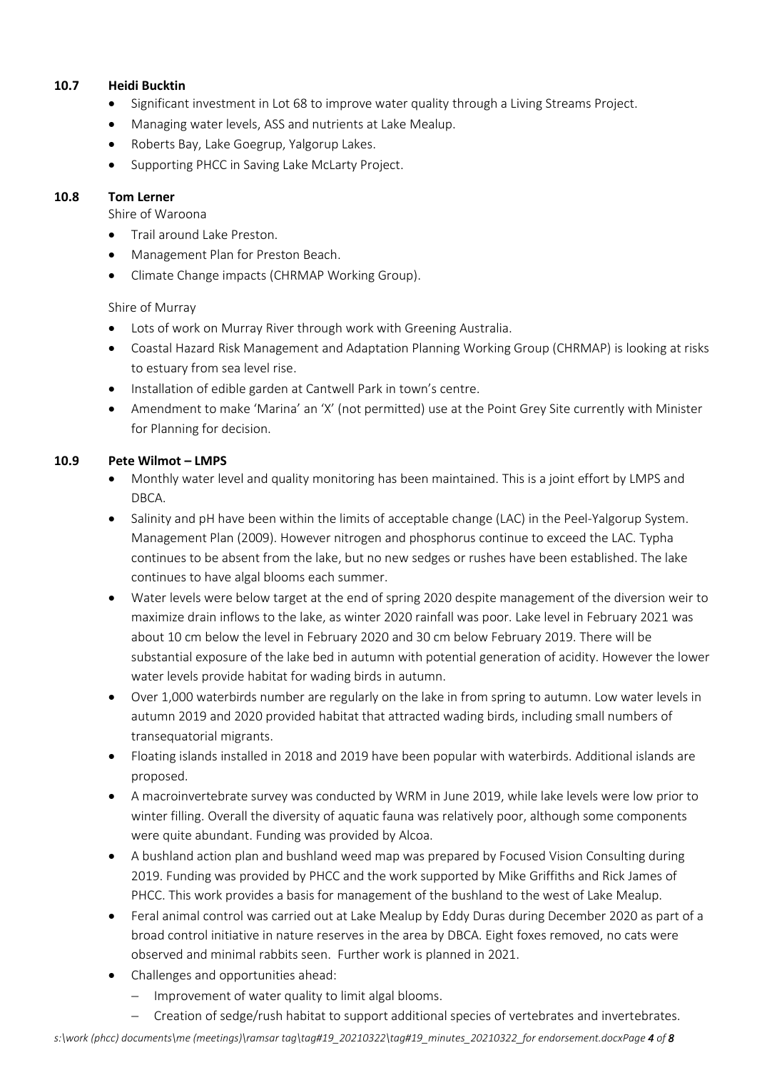### 10.7 Heidi Bucktin

- Significant investment in Lot 68 to improve water quality through a Living Streams Project.
- Managing water levels, ASS and nutrients at Lake Mealup.
- Roberts Bay, Lake Goegrup, Yalgorup Lakes.
- Supporting PHCC in Saving Lake McLarty Project.

### 10.8 Tom Lerner

Shire of Waroona

- Trail around Lake Preston.
- Management Plan for Preston Beach.
- Climate Change impacts (CHRMAP Working Group).

Shire of Murray

- Lots of work on Murray River through work with Greening Australia.
- Coastal Hazard Risk Management and Adaptation Planning Working Group (CHRMAP) is looking at risks to estuary from sea level rise.
- Installation of edible garden at Cantwell Park in town's centre.
- Amendment to make 'Marina' an 'X' (not permitted) use at the Point Grey Site currently with Minister for Planning for decision.

### 10.9 Pete Wilmot – LMPS

- Monthly water level and quality monitoring has been maintained. This is a joint effort by LMPS and DBCA.
- Salinity and pH have been within the limits of acceptable change (LAC) in the Peel-Yalgorup System. Management Plan (2009). However nitrogen and phosphorus continue to exceed the LAC. Typha continues to be absent from the lake, but no new sedges or rushes have been established. The lake continues to have algal blooms each summer.
- Water levels were below target at the end of spring 2020 despite management of the diversion weir to maximize drain inflows to the lake, as winter 2020 rainfall was poor. Lake level in February 2021 was about 10 cm below the level in February 2020 and 30 cm below February 2019. There will be substantial exposure of the lake bed in autumn with potential generation of acidity. However the lower water levels provide habitat for wading birds in autumn.
- Over 1,000 waterbirds number are regularly on the lake in from spring to autumn. Low water levels in autumn 2019 and 2020 provided habitat that attracted wading birds, including small numbers of transequatorial migrants.
- Floating islands installed in 2018 and 2019 have been popular with waterbirds. Additional islands are proposed.
- A macroinvertebrate survey was conducted by WRM in June 2019, while lake levels were low prior to winter filling. Overall the diversity of aquatic fauna was relatively poor, although some components were quite abundant. Funding was provided by Alcoa.
- A bushland action plan and bushland weed map was prepared by Focused Vision Consulting during 2019. Funding was provided by PHCC and the work supported by Mike Griffiths and Rick James of PHCC. This work provides a basis for management of the bushland to the west of Lake Mealup.
- Feral animal control was carried out at Lake Mealup by Eddy Duras during December 2020 as part of a broad control initiative in nature reserves in the area by DBCA. Eight foxes removed, no cats were observed and minimal rabbits seen. Further work is planned in 2021.
- Challenges and opportunities ahead:
  - Improvement of water quality to limit algal blooms.
  - Creation of sedge/rush habitat to support additional species of vertebrates and invertebrates.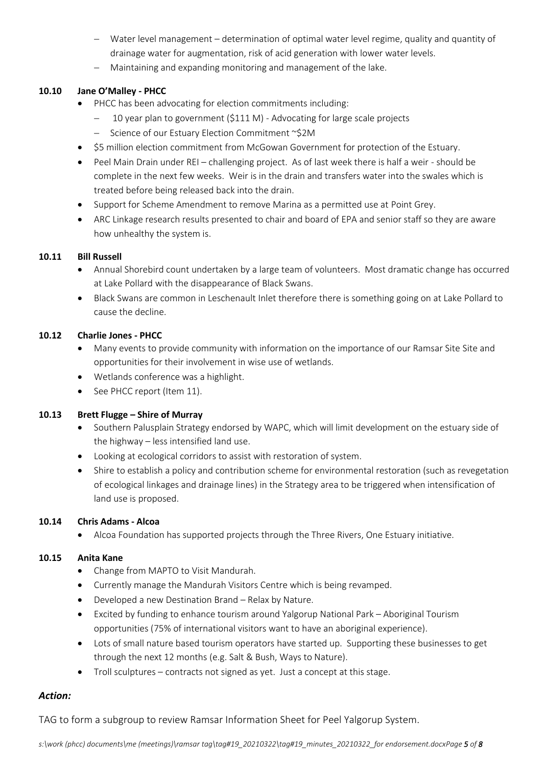- Water level management – determination of optimal water level regime, quality and quantity of drainage water for augmentation, risk of acid generation with lower water levels.
- Maintaining and expanding monitoring and management of the lake.

**10.10 Jane O'Malley - PHCC**

- PHCC has been advocating for election commitments including:
  - 10 year plan to government ($111 M) - Advocating for large scale projects
  - Science of our Estuary Election Commitment ~$2M
- $5 million election commitment from McGowan Government for protection of the Estuary.
- Peel Main Drain under REI – challenging project. As of last week there is half a weir - should be complete in the next few weeks. Weir is in the drain and transfers water into the swales which is treated before being released back into the drain.
- Support for Scheme Amendment to remove Marina as a permitted use at Point Grey.
- ARC Linkage research results presented to chair and board of EPA and senior staff so they are aware how unhealthy the system is.

**10.11 Bill Russell**

- Annual Shorebird count undertaken by a large team of volunteers. Most dramatic change has occurred at Lake Pollard with the disappearance of Black Swans.
- Black Swans are common in Leschenault Inlet therefore there is something going on at Lake Pollard to cause the decline.

**10.12 Charlie Jones - PHCC**

- Many events to provide community with information on the importance of our Ramsar Site Site and opportunities for their involvement in wise use of wetlands.
- Wetlands conference was a highlight.
- See PHCC report (Item 11).

**10.13 Brett Flugge – Shire of Murray**

- Southern Palusplain Strategy endorsed by WAPC, which will limit development on the estuary side of the highway – less intensified land use.
- Looking at ecological corridors to assist with restoration of system.
- Shire to establish a policy and contribution scheme for environmental restoration (such as revegetation of ecological linkages and drainage lines) in the Strategy area to be triggered when intensification of land use is proposed.

**10.14 Chris Adams - Alcoa**

- Alcoa Foundation has supported projects through the Three Rivers, One Estuary initiative.

**10.15 Anita Kane**

- Change from MAPTO to Visit Mandurah.
- Currently manage the Mandurah Visitors Centre which is being revamped.
- Developed a new Destination Brand – Relax by Nature.
- Excited by funding to enhance tourism around Yalgorup National Park – Aboriginal Tourism opportunities (75% of international visitors want to have an aboriginal experience).
- Lots of small nature based tourism operators have started up. Supporting these businesses to get through the next 12 months (e.g. Salt & Bush, Ways to Nature).
- Troll sculptures – contracts not signed as yet. Just a concept at this stage.

### *Action:*

TAG to form a subgroup to review Ramsar Information Sheet for Peel Yalgorup System.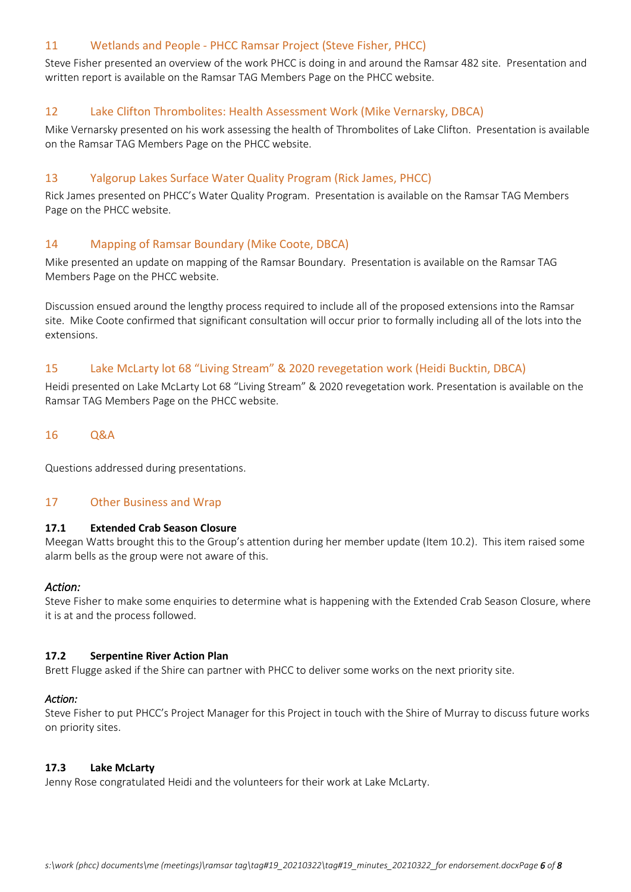## 11 Wetlands and People - PHCC Ramsar Project (Steve Fisher, PHCC)

Steve Fisher presented an overview of the work PHCC is doing in and around the Ramsar 482 site. Presentation and written report is available on the Ramsar TAG Members Page on the PHCC website.

## 12 Lake Clifton Thrombolites: Health Assessment Work (Mike Vernarsky, DBCA)

Mike Vernarsky presented on his work assessing the health of Thrombolites of Lake Clifton. Presentation is available on the Ramsar TAG Members Page on the PHCC website.

## 13 Yalgorup Lakes Surface Water Quality Program (Rick James, PHCC)

Rick James presented on PHCC's Water Quality Program. Presentation is available on the Ramsar TAG Members Page on the PHCC website.

## 14 Mapping of Ramsar Boundary (Mike Coote, DBCA)

Mike presented an update on mapping of the Ramsar Boundary. Presentation is available on the Ramsar TAG Members Page on the PHCC website.

Discussion ensued around the lengthy process required to include all of the proposed extensions into the Ramsar site. Mike Coote confirmed that significant consultation will occur prior to formally including all of the lots into the extensions.

## 15 Lake McLarty lot 68 "Living Stream" & 2020 revegetation work (Heidi Bucktin, DBCA)

Heidi presented on Lake McLarty Lot 68 "Living Stream" & 2020 revegetation work. Presentation is available on the Ramsar TAG Members Page on the PHCC website.

## 16 Q&A

Questions addressed during presentations.

## 17 Other Business and Wrap

### 17.1 Extended Crab Season Closure

Meegan Watts brought this to the Group's attention during her member update (Item 10.2). This item raised some alarm bells as the group were not aware of this.

*Action:*

Steve Fisher to make some enquiries to determine what is happening with the Extended Crab Season Closure, where it is at and the process followed.

### 17.2 Serpentine River Action Plan

Brett Flugge asked if the Shire can partner with PHCC to deliver some works on the next priority site.

*Action:*

Steve Fisher to put PHCC's Project Manager for this Project in touch with the Shire of Murray to discuss future works on priority sites.

### 17.3 Lake McLarty

Jenny Rose congratulated Heidi and the volunteers for their work at Lake McLarty.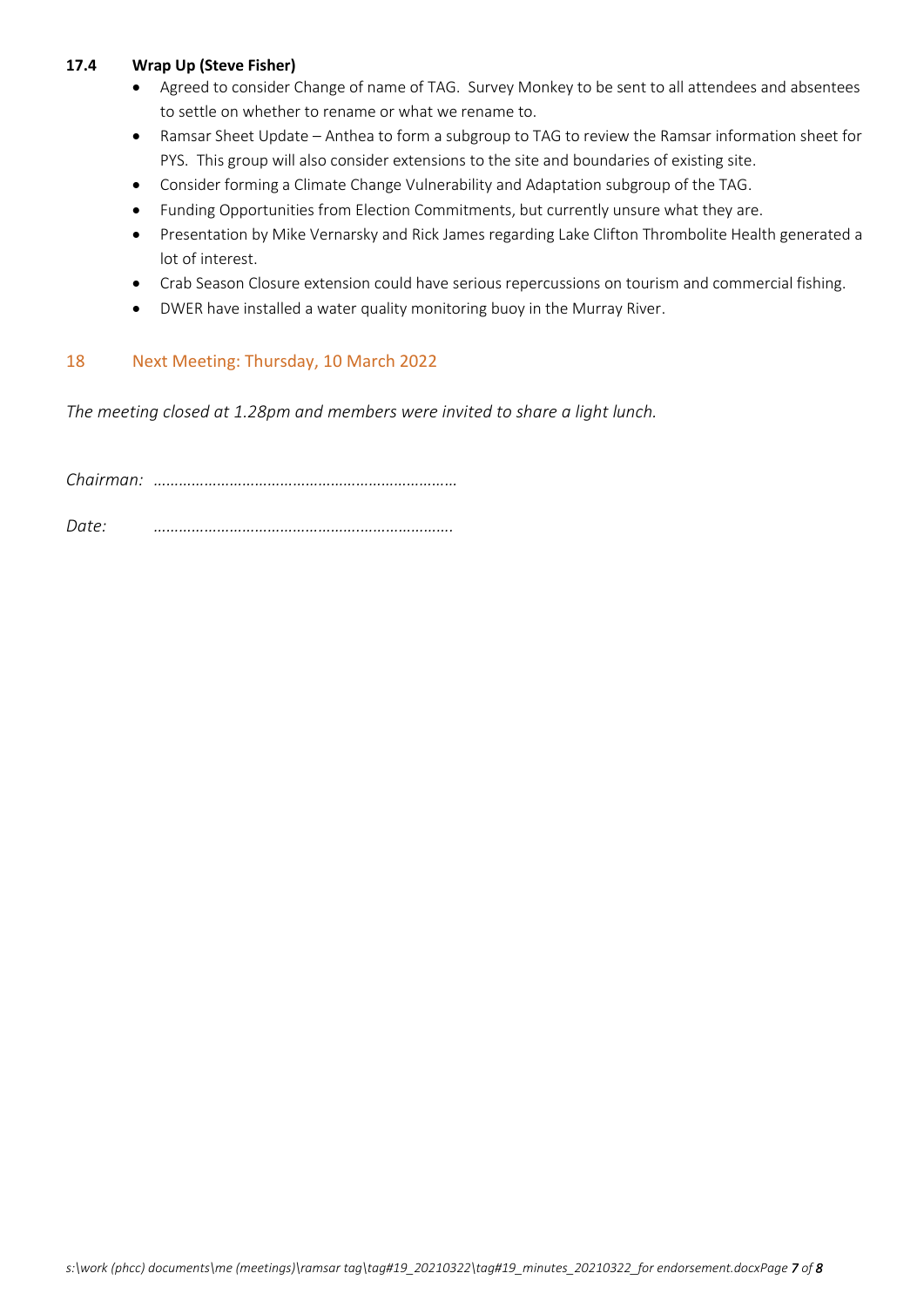### 17.4 Wrap Up (Steve Fisher)

- Agreed to consider Change of name of TAG. Survey Monkey to be sent to all attendees and absentees to settle on whether to rename or what we rename to.
- Ramsar Sheet Update – Anthea to form a subgroup to TAG to review the Ramsar information sheet for PYS. This group will also consider extensions to the site and boundaries of existing site.
- Consider forming a Climate Change Vulnerability and Adaptation subgroup of the TAG.
- Funding Opportunities from Election Commitments, but currently unsure what they are.
- Presentation by Mike Vernarsky and Rick James regarding Lake Clifton Thrombolite Health generated a lot of interest.
- Crab Season Closure extension could have serious repercussions on tourism and commercial fishing.
- DWER have installed a water quality monitoring buoy in the Murray River.

## 18 Next Meeting: Thursday, 10 March 2022

*The meeting closed at 1.28pm and members were invited to share a light lunch.*

*Chairman:* ………………………………………………………………

*Date:* ………………………………………………………………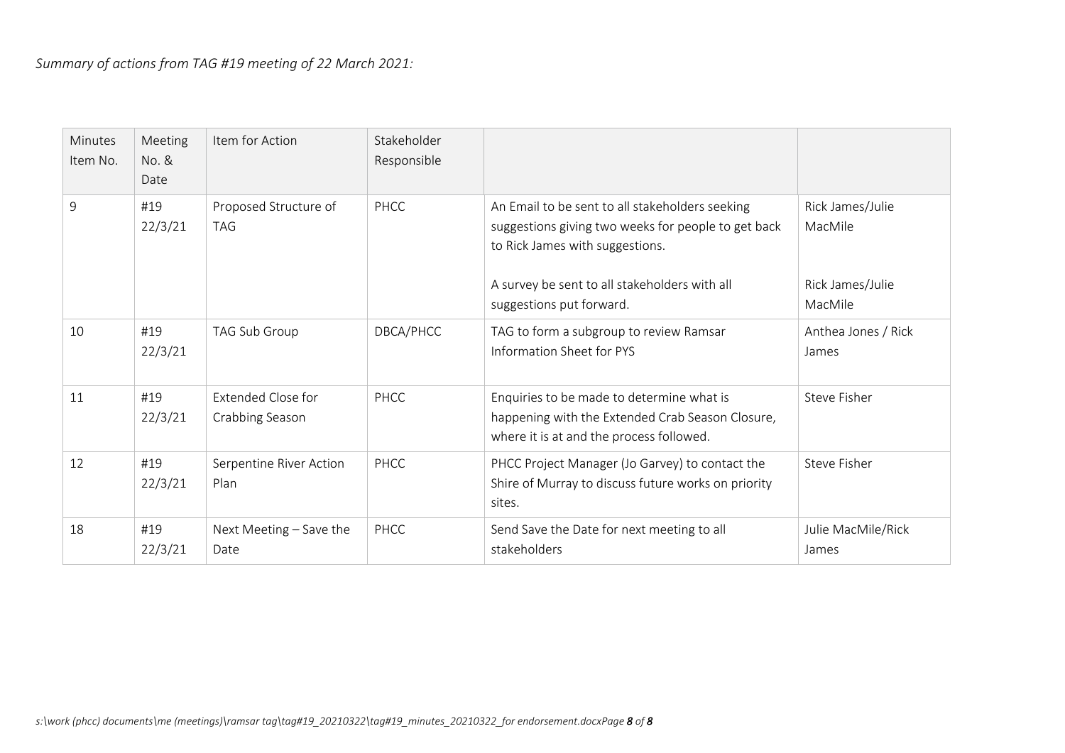*Summary of actions from TAG #19 meeting of 22 March 2021:*

| Minutes Item No. | Meeting No. & Date | Item for Action | Stakeholder Responsible | | |
|---|---|---|---|---|---|
| 9 | #19 22/3/21 | Proposed Structure of TAG | PHCC | An Email to be sent to all stakeholders seeking suggestions giving two weeks for people to get back to Rick James with suggestions.<br><br>A survey be sent to all stakeholders with all suggestions put forward. | Rick James/Julie MacMile<br><br>Rick James/Julie MacMile |
| 10 | #19 22/3/21 | TAG Sub Group | DBCA/PHCC | TAG to form a subgroup to review Ramsar Information Sheet for PYS | Anthea Jones / Rick James |
| 11 | #19 22/3/21 | Extended Close for Crabbing Season | PHCC | Enquiries to be made to determine what is happening with the Extended Crab Season Closure, where it is at and the process followed. | Steve Fisher |
| 12 | #19 22/3/21 | Serpentine River Action Plan | PHCC | PHCC Project Manager (Jo Garvey) to contact the Shire of Murray to discuss future works on priority sites. | Steve Fisher |
| 18 | #19 22/3/21 | Next Meeting – Save the Date | PHCC | Send Save the Date for next meeting to all stakeholders | Julie MacMile/Rick James |